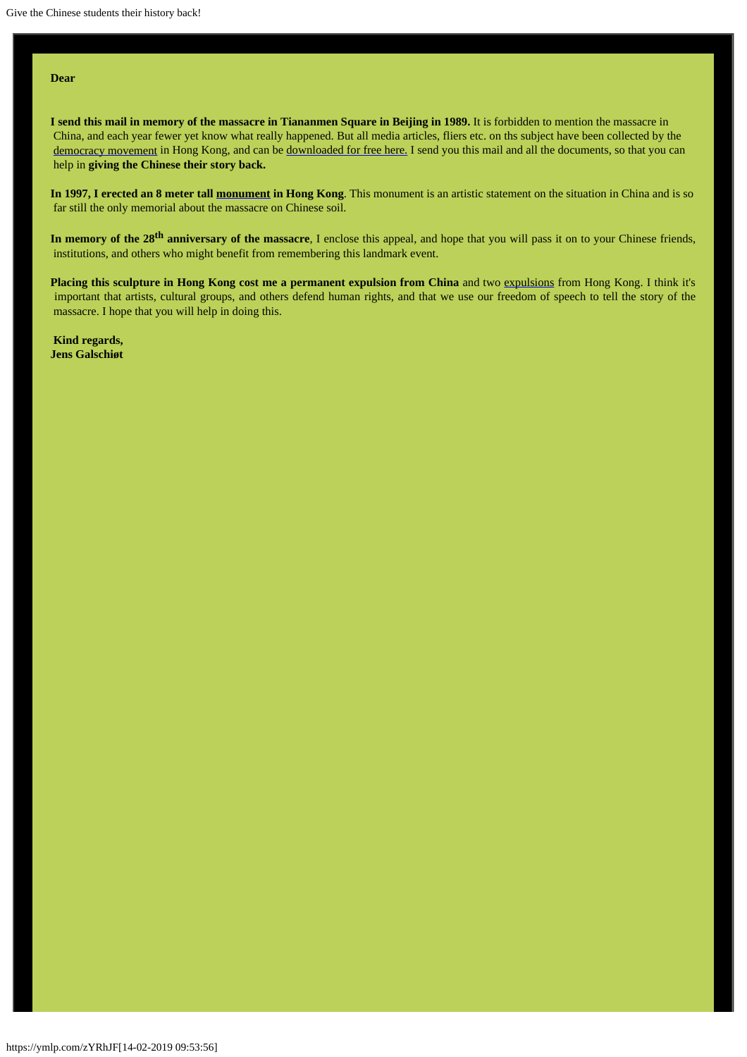**Dear**

**I send this mail in memory of the massacre in Tiananmen Square in Beijing in 1989.** It is forbidden to mention the massacre in China, and each year fewer yet know what really happened. But all media articles, fliers etc. on ths subject have been collected by the democracy movement in Hong Kong, and can be downloaded for free here. I send you this mail and all the documents, so that you can help in **giving the Chinese their story back.**

**In 1997, I erected an 8 meter tall monument in Hong Kong**. This monument is an artistic statement on the situation in China and is so far still the only memorial about the massacre on Chinese soil.

**In memory of the 28th anniversary of the massacre**, I enclose this appeal, and hope that you will pass it on to your Chinese friends, institutions, and others who might benefit from remembering this landmark event.

**Placing this sculpture in Hong Kong cost me a permanent expulsion from China** and two expulsions from Hong Kong. I think it's important that artists, cultural groups, and others defend human rights, and that we use our freedom of speech to tell the story of the massacre. I hope that you will help in doing this.

**Kind regards,**
**Jens Galschiøt**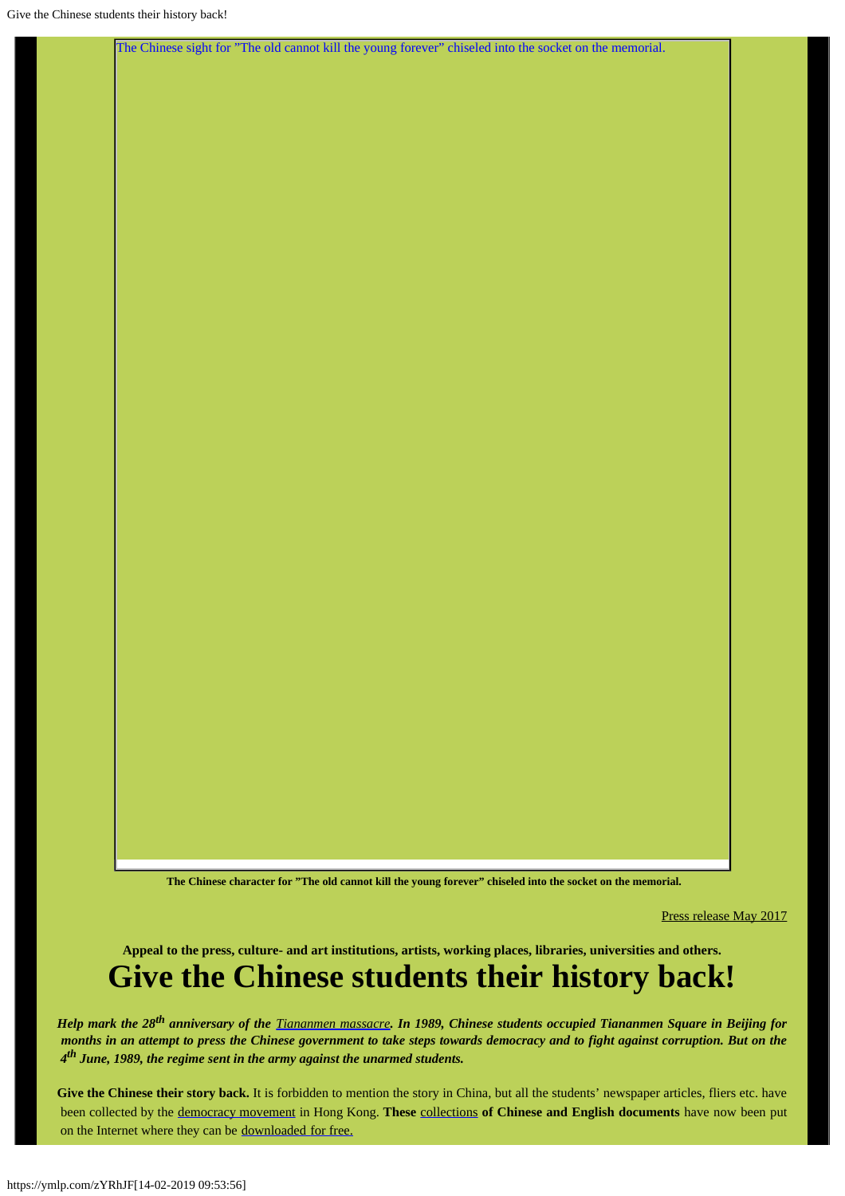The Chinese sight for "The old cannot kill the young forever" chiseled into the socket on the memorial.

**The Chinese character for "The old cannot kill the young forever" chiseled into the socket on the memorial.**

Press release May 2017

**Appeal to the press, culture- and art institutions, artists, working places, libraries, universities and others.**

# Give the Chinese students their history back!

***Help mark the 28th anniversary of the Tiananmen massacre. In 1989, Chinese students occupied Tiananmen Square in Beijing for months in an attempt to press the Chinese government to take steps towards democracy and to fight against corruption. But on the 4th June, 1989, the regime sent in the army against the unarmed students.***

**Give the Chinese their story back.** It is forbidden to mention the story in China, but all the students' newspaper articles, fliers etc. have been collected by the democracy movement in Hong Kong. **These** collections **of Chinese and English documents** have now been put on the Internet where they can be downloaded for free.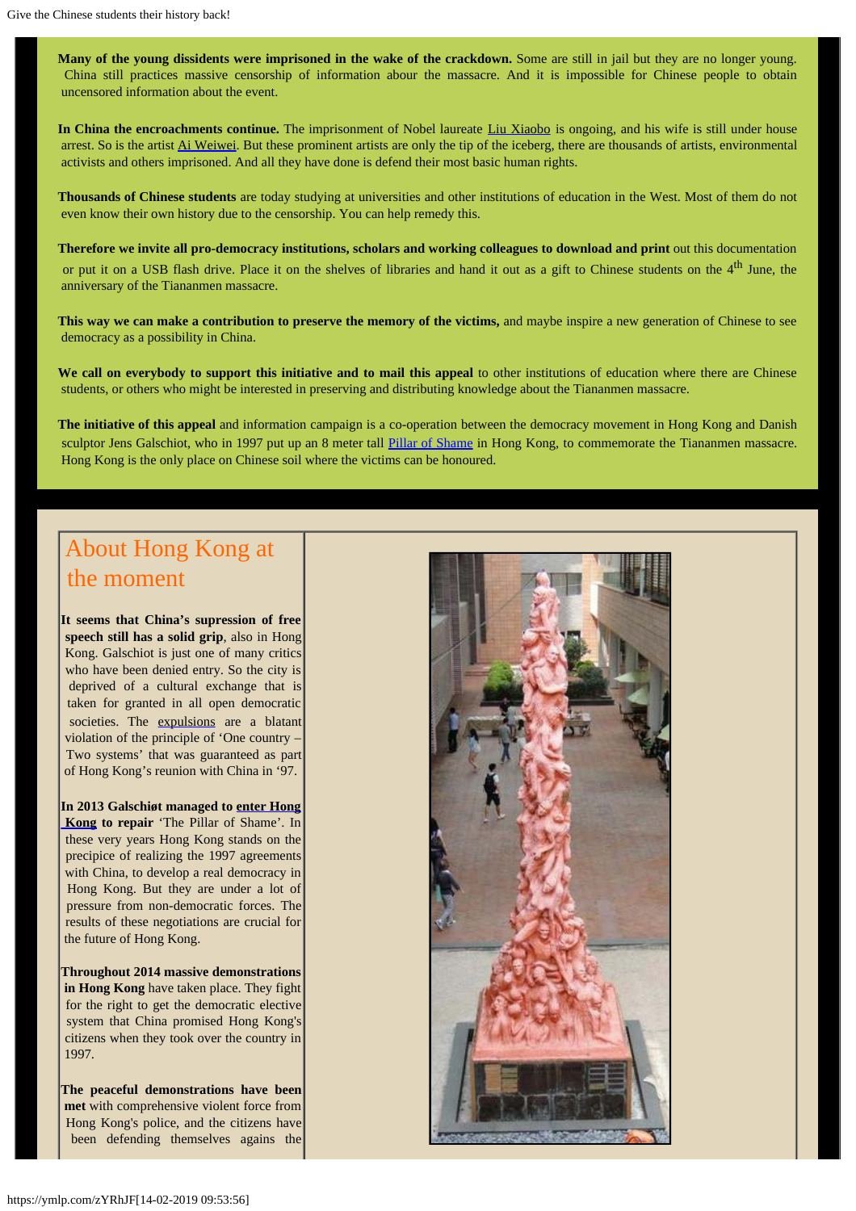**Many of the young dissidents were imprisoned in the wake of the crackdown.** Some are still in jail but they are no longer young. China still practices massive censorship of information abour the massacre. And it is impossible for Chinese people to obtain uncensored information about the event.

**In China the encroachments continue.** The imprisonment of Nobel laureate Liu Xiaobo is ongoing, and his wife is still under house arrest. So is the artist Ai Weiwei. But these prominent artists are only the tip of the iceberg, there are thousands of artists, environmental activists and others imprisoned. And all they have done is defend their most basic human rights.

**Thousands of Chinese students** are today studying at universities and other institutions of education in the West. Most of them do not even know their own history due to the censorship. You can help remedy this.

**Therefore we invite all pro-democracy institutions, scholars and working colleagues to download and print** out this documentation or put it on a USB flash drive. Place it on the shelves of libraries and hand it out as a gift to Chinese students on the 4th June, the anniversary of the Tiananmen massacre.

**This way we can make a contribution to preserve the memory of the victims,** and maybe inspire a new generation of Chinese to see democracy as a possibility in China.

**We call on everybody to support this initiative and to mail this appeal** to other institutions of education where there are Chinese students, or others who might be interested in preserving and distributing knowledge about the Tiananmen massacre.

**The initiative of this appeal** and information campaign is a co-operation between the democracy movement in Hong Kong and Danish sculptor Jens Galschiot, who in 1997 put up an 8 meter tall Pillar of Shame in Hong Kong, to commemorate the Tiananmen massacre. Hong Kong is the only place on Chinese soil where the victims can be honoured.

## About Hong Kong at the moment

**It seems that China's supression of free speech still has a solid grip**, also in Hong Kong. Galschiot is just one of many critics who have been denied entry. So the city is deprived of a cultural exchange that is taken for granted in all open democratic societies. The expulsions are a blatant violation of the principle of 'One country – Two systems' that was guaranteed as part of Hong Kong's reunion with China in '97.

**In 2013 Galschiøt managed to enter Hong Kong to repair** 'The Pillar of Shame'. In these very years Hong Kong stands on the precipice of realizing the 1997 agreements with China, to develop a real democracy in Hong Kong. But they are under a lot of pressure from non-democratic forces. The results of these negotiations are crucial for the future of Hong Kong.

**Throughout 2014 massive demonstrations in Hong Kong** have taken place. They fight for the right to get the democratic elective system that China promised Hong Kong's citizens when they took over the country in 1997.

**The peaceful demonstrations have been met** with comprehensive violent force from Hong Kong's police, and the citizens have been defending themselves agains the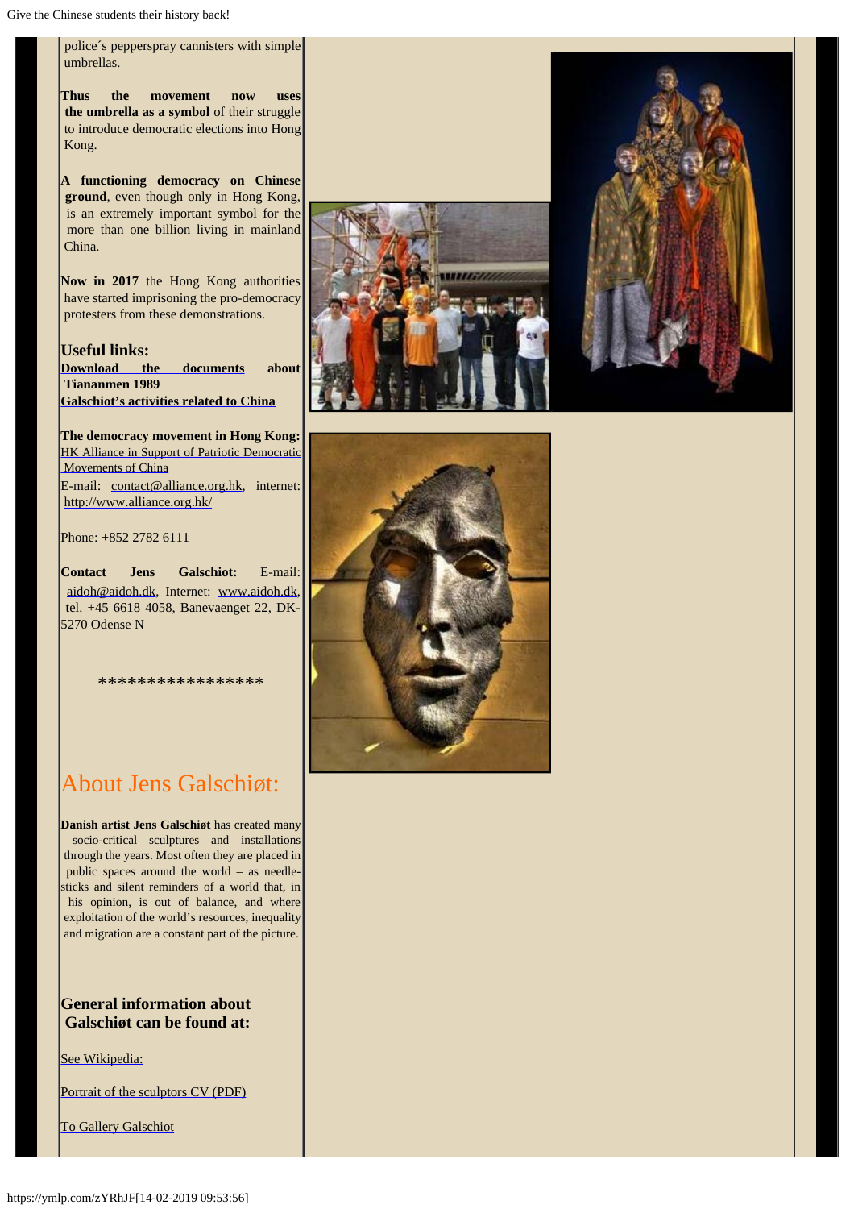police´s pepperspray cannisters with simple umbrellas.

**Thus the movement now uses the umbrella as a symbol** of their struggle to introduce democratic elections into Hong Kong.

**A functioning democracy on Chinese ground**, even though only in Hong Kong, is an extremely important symbol for the more than one billion living in mainland China.

**Now in 2017** the Hong Kong authorities have started imprisoning the pro-democracy protesters from these demonstrations.

**Useful links:**
**Download the documents about Tiananmen 1989**
**Galschiot's activities related to China**

**The democracy movement in Hong Kong:** HK Alliance in Support of Patriotic Democratic Movements of China
E-mail: contact@alliance.org.hk, internet: http://www.alliance.org.hk/

Phone: +852 2782 6111

**Contact Jens Galschiot:** E-mail: aidoh@aidoh.dk, Internet: www.aidoh.dk, tel. +45 6618 4058, Banevaenget 22, DK-5270 Odense N

*****************

# About Jens Galschiøt:

**Danish artist Jens Galschiøt** has created many socio-critical sculptures and installations through the years. Most often they are placed in public spaces around the world – as needle-sticks and silent reminders of a world that, in his opinion, is out of balance, and where exploitation of the world's resources, inequality and migration are a constant part of the picture.

**General information about Galschiøt can be found at:**

See Wikipedia:

Portrait of the sculptors CV (PDF)

To Gallery Galschiot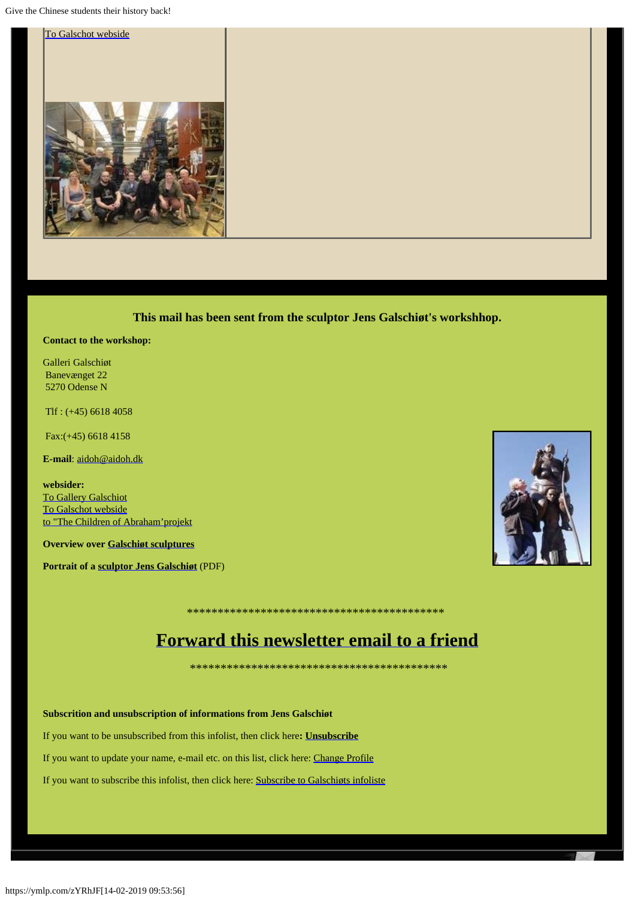To Galschot webside

**This mail has been sent from the sculptor Jens Galschiøt's workshhop.**

**Contact to the workshop:**

Galleri Galschiøt
Banevænget 22
5270 Odense N

Tlf : (+45) 6618 4058

Fax:(+45) 6618 4158

**E-mail**: aidoh@aidoh.dk

**websider:**
To Gallery Galschiot
To Galschot webside
to "The Children of Abraham'projekt

**Overview over Galschiøt sculptures**

**Portrait of a sculptor Jens Galschiøt** (PDF)

*******************************************

# Forward this newsletter email to a friend

*******************************************

**Subscrition and unsubscription of informations from Jens Galschiøt**

If you want to be unsubscribed from this infolist, then click here**: Unsubscribe**

If you want to update your name, e-mail etc. on this list, click here: Change Profile

If you want to subscribe this infolist, then click here: Subscribe to Galschiøts infoliste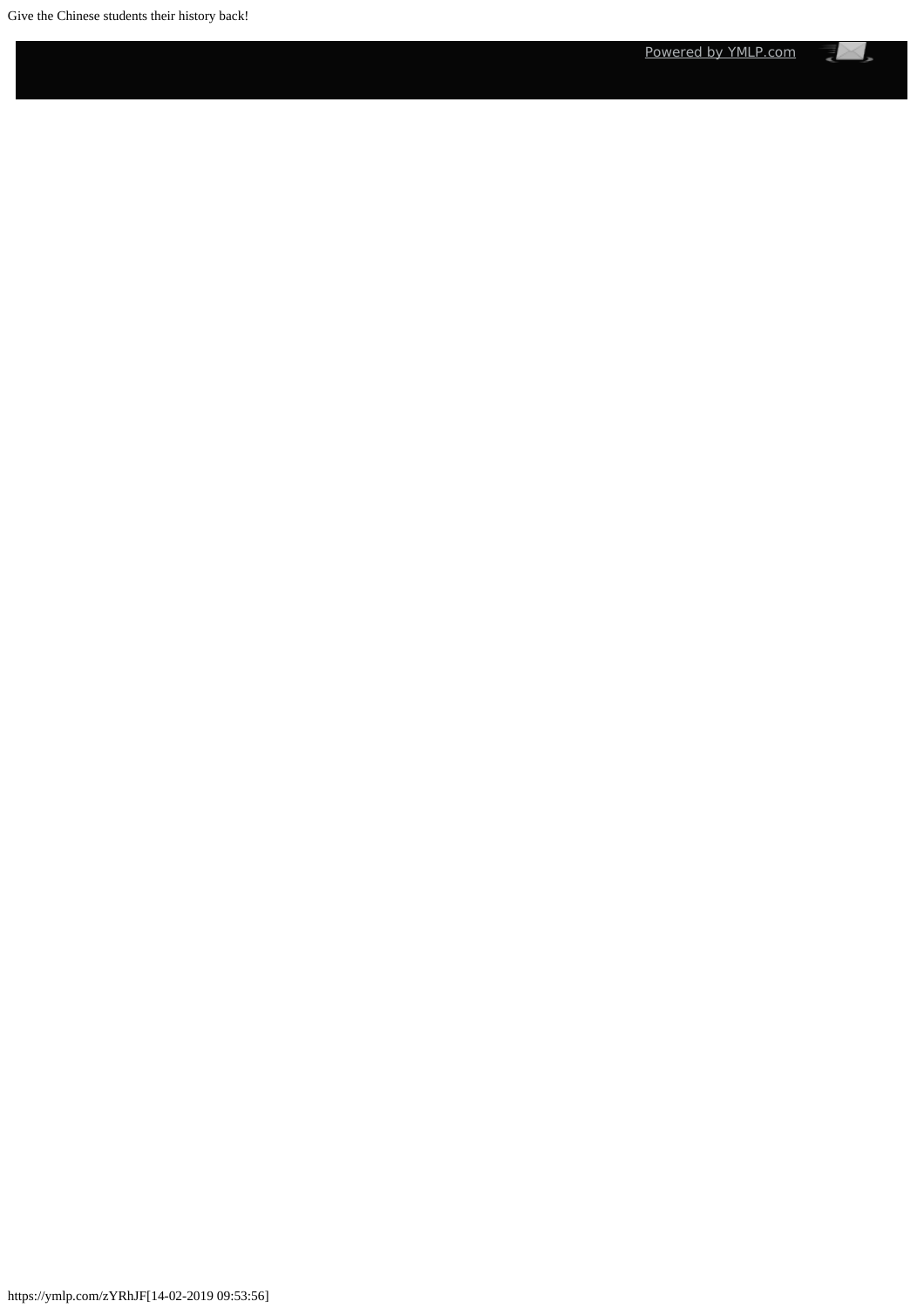Powered by YMLP.com